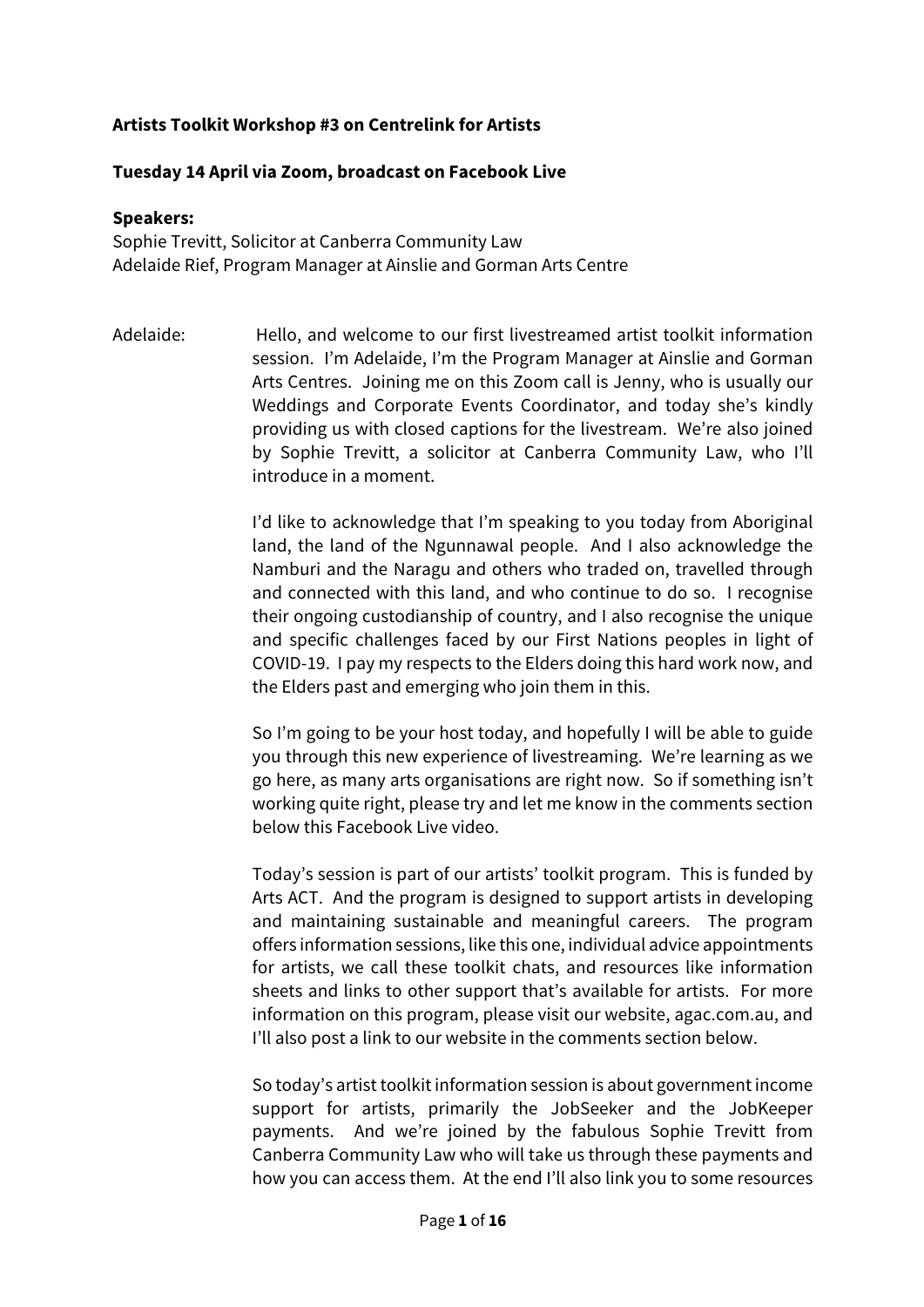**Artists Toolkit Workshop #3 on Centrelink for Artists**

**Tuesday 14 April via Zoom, broadcast on Facebook Live**

**Speakers:**
Sophie Trevitt, Solicitor at Canberra Community Law
Adelaide Rief, Program Manager at Ainslie and Gorman Arts Centre

Adelaide: Hello, and welcome to our first livestreamed artist toolkit information session. I'm Adelaide, I'm the Program Manager at Ainslie and Gorman Arts Centres. Joining me on this Zoom call is Jenny, who is usually our Weddings and Corporate Events Coordinator, and today she's kindly providing us with closed captions for the livestream. We're also joined by Sophie Trevitt, a solicitor at Canberra Community Law, who I'll introduce in a moment.

I'd like to acknowledge that I'm speaking to you today from Aboriginal land, the land of the Ngunnawal people. And I also acknowledge the Namburi and the Naragu and others who traded on, travelled through and connected with this land, and who continue to do so. I recognise their ongoing custodianship of country, and I also recognise the unique and specific challenges faced by our First Nations peoples in light of COVID-19. I pay my respects to the Elders doing this hard work now, and the Elders past and emerging who join them in this.

So I'm going to be your host today, and hopefully I will be able to guide you through this new experience of livestreaming. We're learning as we go here, as many arts organisations are right now. So if something isn't working quite right, please try and let me know in the comments section below this Facebook Live video.

Today's session is part of our artists' toolkit program. This is funded by Arts ACT. And the program is designed to support artists in developing and maintaining sustainable and meaningful careers. The program offers information sessions, like this one, individual advice appointments for artists, we call these toolkit chats, and resources like information sheets and links to other support that's available for artists. For more information on this program, please visit our website, agac.com.au, and I'll also post a link to our website in the comments section below.

So today's artist toolkit information session is about government income support for artists, primarily the JobSeeker and the JobKeeper payments. And we're joined by the fabulous Sophie Trevitt from Canberra Community Law who will take us through these payments and how you can access them. At the end I'll also link you to some resources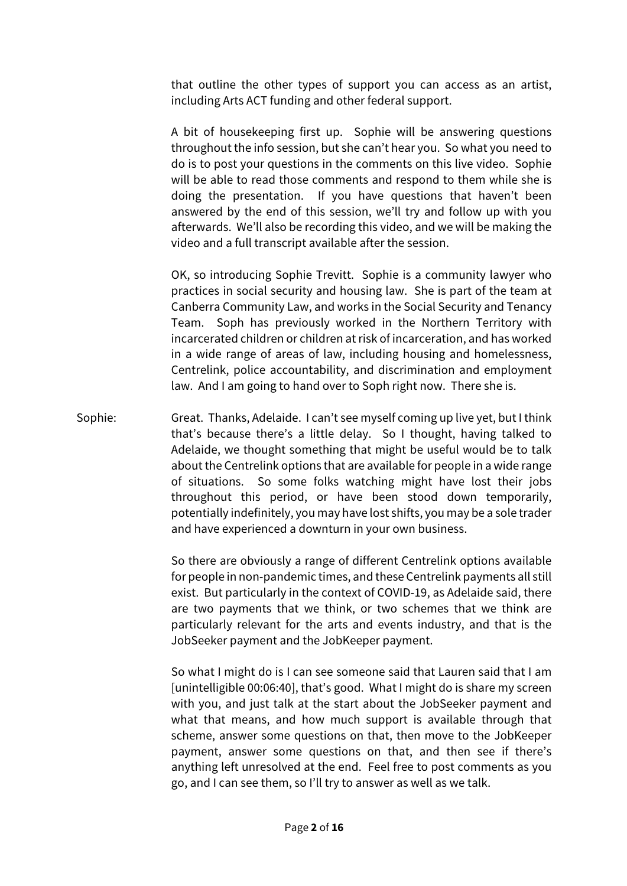that outline the other types of support you can access as an artist, including Arts ACT funding and other federal support.

A bit of housekeeping first up. Sophie will be answering questions throughout the info session, but she can't hear you. So what you need to do is to post your questions in the comments on this live video. Sophie will be able to read those comments and respond to them while she is doing the presentation. If you have questions that haven't been answered by the end of this session, we'll try and follow up with you afterwards. We'll also be recording this video, and we will be making the video and a full transcript available after the session.

OK, so introducing Sophie Trevitt. Sophie is a community lawyer who practices in social security and housing law. She is part of the team at Canberra Community Law, and works in the Social Security and Tenancy Team. Soph has previously worked in the Northern Territory with incarcerated children or children at risk of incarceration, and has worked in a wide range of areas of law, including housing and homelessness, Centrelink, police accountability, and discrimination and employment law. And I am going to hand over to Soph right now. There she is.

Sophie: Great. Thanks, Adelaide. I can't see myself coming up live yet, but I think that's because there's a little delay. So I thought, having talked to Adelaide, we thought something that might be useful would be to talk about the Centrelink options that are available for people in a wide range of situations. So some folks watching might have lost their jobs throughout this period, or have been stood down temporarily, potentially indefinitely, you may have lost shifts, you may be a sole trader and have experienced a downturn in your own business.

So there are obviously a range of different Centrelink options available for people in non-pandemic times, and these Centrelink payments all still exist. But particularly in the context of COVID-19, as Adelaide said, there are two payments that we think, or two schemes that we think are particularly relevant for the arts and events industry, and that is the JobSeeker payment and the JobKeeper payment.

So what I might do is I can see someone said that Lauren said that I am [unintelligible 00:06:40], that's good. What I might do is share my screen with you, and just talk at the start about the JobSeeker payment and what that means, and how much support is available through that scheme, answer some questions on that, then move to the JobKeeper payment, answer some questions on that, and then see if there's anything left unresolved at the end. Feel free to post comments as you go, and I can see them, so I'll try to answer as well as we talk.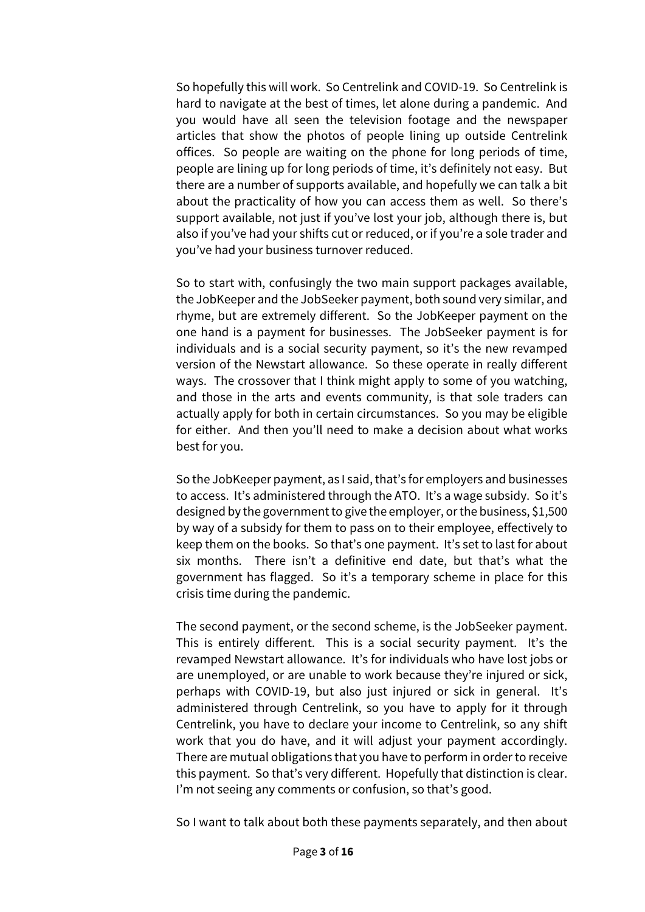So hopefully this will work. So Centrelink and COVID-19. So Centrelink is hard to navigate at the best of times, let alone during a pandemic. And you would have all seen the television footage and the newspaper articles that show the photos of people lining up outside Centrelink offices. So people are waiting on the phone for long periods of time, people are lining up for long periods of time, it's definitely not easy. But there are a number of supports available, and hopefully we can talk a bit about the practicality of how you can access them as well. So there's support available, not just if you've lost your job, although there is, but also if you've had your shifts cut or reduced, or if you're a sole trader and you've had your business turnover reduced.

So to start with, confusingly the two main support packages available, the JobKeeper and the JobSeeker payment, both sound very similar, and rhyme, but are extremely different. So the JobKeeper payment on the one hand is a payment for businesses. The JobSeeker payment is for individuals and is a social security payment, so it's the new revamped version of the Newstart allowance. So these operate in really different ways. The crossover that I think might apply to some of you watching, and those in the arts and events community, is that sole traders can actually apply for both in certain circumstances. So you may be eligible for either. And then you'll need to make a decision about what works best for you.

So the JobKeeper payment, as I said, that's for employers and businesses to access. It's administered through the ATO. It's a wage subsidy. So it's designed by the government to give the employer, or the business, $1,500 by way of a subsidy for them to pass on to their employee, effectively to keep them on the books. So that's one payment. It's set to last for about six months. There isn't a definitive end date, but that's what the government has flagged. So it's a temporary scheme in place for this crisis time during the pandemic.

The second payment, or the second scheme, is the JobSeeker payment. This is entirely different. This is a social security payment. It's the revamped Newstart allowance. It's for individuals who have lost jobs or are unemployed, or are unable to work because they're injured or sick, perhaps with COVID-19, but also just injured or sick in general. It's administered through Centrelink, so you have to apply for it through Centrelink, you have to declare your income to Centrelink, so any shift work that you do have, and it will adjust your payment accordingly. There are mutual obligations that you have to perform in order to receive this payment. So that's very different. Hopefully that distinction is clear. I'm not seeing any comments or confusion, so that's good.

So I want to talk about both these payments separately, and then about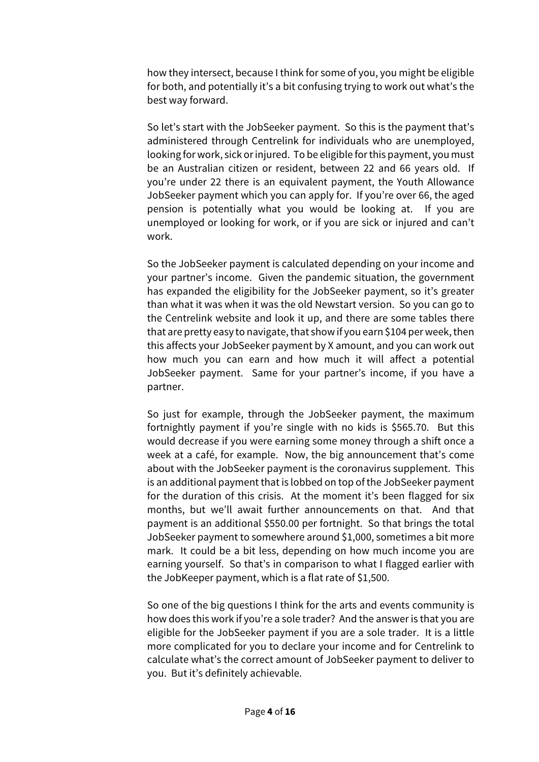how they intersect, because I think for some of you, you might be eligible for both, and potentially it's a bit confusing trying to work out what's the best way forward.

So let's start with the JobSeeker payment. So this is the payment that's administered through Centrelink for individuals who are unemployed, looking for work, sick or injured. To be eligible for this payment, you must be an Australian citizen or resident, between 22 and 66 years old. If you're under 22 there is an equivalent payment, the Youth Allowance JobSeeker payment which you can apply for. If you're over 66, the aged pension is potentially what you would be looking at. If you are unemployed or looking for work, or if you are sick or injured and can't work.

So the JobSeeker payment is calculated depending on your income and your partner's income. Given the pandemic situation, the government has expanded the eligibility for the JobSeeker payment, so it's greater than what it was when it was the old Newstart version. So you can go to the Centrelink website and look it up, and there are some tables there that are pretty easy to navigate, that show if you earn $104 per week, then this affects your JobSeeker payment by X amount, and you can work out how much you can earn and how much it will affect a potential JobSeeker payment. Same for your partner's income, if you have a partner.

So just for example, through the JobSeeker payment, the maximum fortnightly payment if you're single with no kids is $565.70. But this would decrease if you were earning some money through a shift once a week at a café, for example. Now, the big announcement that's come about with the JobSeeker payment is the coronavirus supplement. This is an additional payment that is lobbed on top of the JobSeeker payment for the duration of this crisis. At the moment it's been flagged for six months, but we'll await further announcements on that. And that payment is an additional $550.00 per fortnight. So that brings the total JobSeeker payment to somewhere around $1,000, sometimes a bit more mark. It could be a bit less, depending on how much income you are earning yourself. So that's in comparison to what I flagged earlier with the JobKeeper payment, which is a flat rate of $1,500.

So one of the big questions I think for the arts and events community is how does this work if you're a sole trader? And the answer is that you are eligible for the JobSeeker payment if you are a sole trader. It is a little more complicated for you to declare your income and for Centrelink to calculate what's the correct amount of JobSeeker payment to deliver to you. But it's definitely achievable.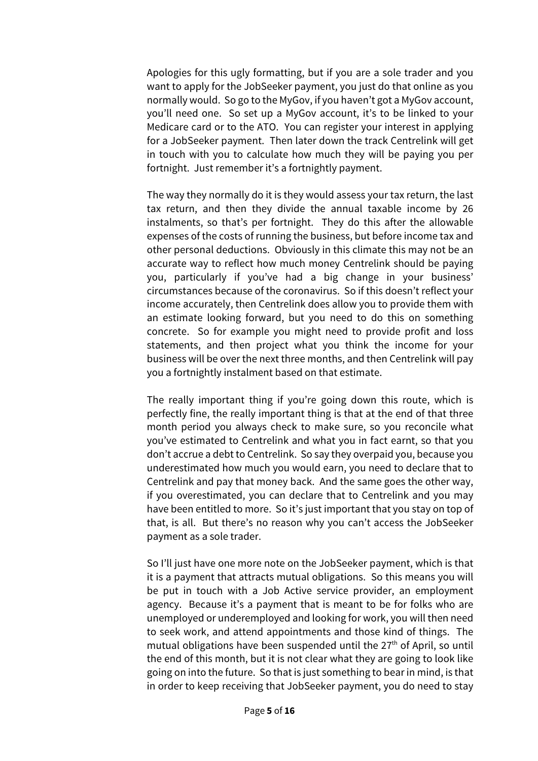Apologies for this ugly formatting, but if you are a sole trader and you want to apply for the JobSeeker payment, you just do that online as you normally would. So go to the MyGov, if you haven't got a MyGov account, you'll need one. So set up a MyGov account, it's to be linked to your Medicare card or to the ATO. You can register your interest in applying for a JobSeeker payment. Then later down the track Centrelink will get in touch with you to calculate how much they will be paying you per fortnight. Just remember it's a fortnightly payment.

The way they normally do it is they would assess your tax return, the last tax return, and then they divide the annual taxable income by 26 instalments, so that's per fortnight. They do this after the allowable expenses of the costs of running the business, but before income tax and other personal deductions. Obviously in this climate this may not be an accurate way to reflect how much money Centrelink should be paying you, particularly if you've had a big change in your business' circumstances because of the coronavirus. So if this doesn't reflect your income accurately, then Centrelink does allow you to provide them with an estimate looking forward, but you need to do this on something concrete. So for example you might need to provide profit and loss statements, and then project what you think the income for your business will be over the next three months, and then Centrelink will pay you a fortnightly instalment based on that estimate.

The really important thing if you're going down this route, which is perfectly fine, the really important thing is that at the end of that three month period you always check to make sure, so you reconcile what you've estimated to Centrelink and what you in fact earnt, so that you don't accrue a debt to Centrelink. So say they overpaid you, because you underestimated how much you would earn, you need to declare that to Centrelink and pay that money back. And the same goes the other way, if you overestimated, you can declare that to Centrelink and you may have been entitled to more. So it's just important that you stay on top of that, is all. But there's no reason why you can't access the JobSeeker payment as a sole trader.

So I'll just have one more note on the JobSeeker payment, which is that it is a payment that attracts mutual obligations. So this means you will be put in touch with a Job Active service provider, an employment agency. Because it's a payment that is meant to be for folks who are unemployed or underemployed and looking for work, you will then need to seek work, and attend appointments and those kind of things. The mutual obligations have been suspended until the 27th of April, so until the end of this month, but it is not clear what they are going to look like going on into the future. So that is just something to bear in mind, is that in order to keep receiving that JobSeeker payment, you do need to stay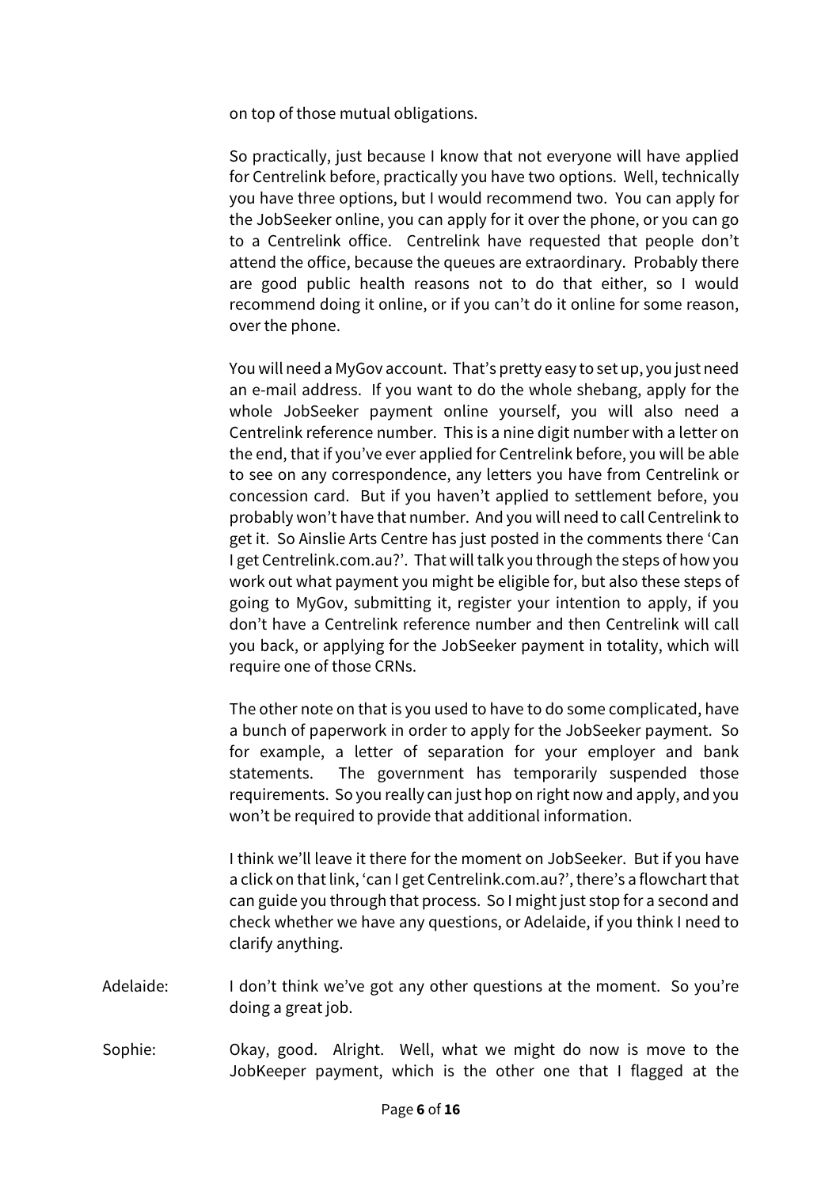on top of those mutual obligations.

So practically, just because I know that not everyone will have applied for Centrelink before, practically you have two options. Well, technically you have three options, but I would recommend two. You can apply for the JobSeeker online, you can apply for it over the phone, or you can go to a Centrelink office. Centrelink have requested that people don't attend the office, because the queues are extraordinary. Probably there are good public health reasons not to do that either, so I would recommend doing it online, or if you can't do it online for some reason, over the phone.

You will need a MyGov account. That's pretty easy to set up, you just need an e-mail address. If you want to do the whole shebang, apply for the whole JobSeeker payment online yourself, you will also need a Centrelink reference number. This is a nine digit number with a letter on the end, that if you've ever applied for Centrelink before, you will be able to see on any correspondence, any letters you have from Centrelink or concession card. But if you haven't applied to settlement before, you probably won't have that number. And you will need to call Centrelink to get it. So Ainslie Arts Centre has just posted in the comments there 'Can I get Centrelink.com.au?'. That will talk you through the steps of how you work out what payment you might be eligible for, but also these steps of going to MyGov, submitting it, register your intention to apply, if you don't have a Centrelink reference number and then Centrelink will call you back, or applying for the JobSeeker payment in totality, which will require one of those CRNs.

The other note on that is you used to have to do some complicated, have a bunch of paperwork in order to apply for the JobSeeker payment. So for example, a letter of separation for your employer and bank statements. The government has temporarily suspended those requirements. So you really can just hop on right now and apply, and you won't be required to provide that additional information.

I think we'll leave it there for the moment on JobSeeker. But if you have a click on that link, 'can I get Centrelink.com.au?', there's a flowchart that can guide you through that process. So I might just stop for a second and check whether we have any questions, or Adelaide, if you think I need to clarify anything.

Adelaide: I don't think we've got any other questions at the moment. So you're doing a great job.

Sophie: Okay, good. Alright. Well, what we might do now is move to the JobKeeper payment, which is the other one that I flagged at the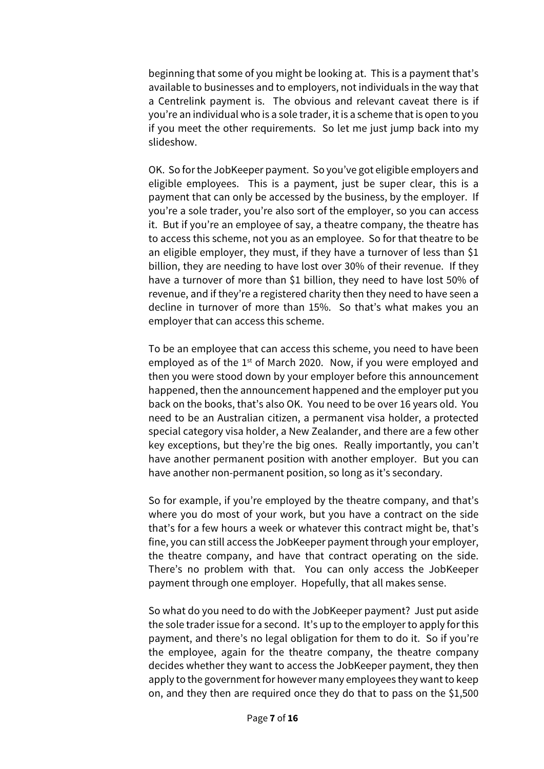beginning that some of you might be looking at. This is a payment that's available to businesses and to employers, not individuals in the way that a Centrelink payment is. The obvious and relevant caveat there is if you're an individual who is a sole trader, it is a scheme that is open to you if you meet the other requirements. So let me just jump back into my slideshow.

OK. So for the JobKeeper payment. So you've got eligible employers and eligible employees. This is a payment, just be super clear, this is a payment that can only be accessed by the business, by the employer. If you're a sole trader, you're also sort of the employer, so you can access it. But if you're an employee of say, a theatre company, the theatre has to access this scheme, not you as an employee. So for that theatre to be an eligible employer, they must, if they have a turnover of less than $1 billion, they are needing to have lost over 30% of their revenue. If they have a turnover of more than $1 billion, they need to have lost 50% of revenue, and if they're a registered charity then they need to have seen a decline in turnover of more than 15%. So that's what makes you an employer that can access this scheme.

To be an employee that can access this scheme, you need to have been employed as of the 1st of March 2020. Now, if you were employed and then you were stood down by your employer before this announcement happened, then the announcement happened and the employer put you back on the books, that's also OK. You need to be over 16 years old. You need to be an Australian citizen, a permanent visa holder, a protected special category visa holder, a New Zealander, and there are a few other key exceptions, but they're the big ones. Really importantly, you can't have another permanent position with another employer. But you can have another non-permanent position, so long as it's secondary.

So for example, if you're employed by the theatre company, and that's where you do most of your work, but you have a contract on the side that's for a few hours a week or whatever this contract might be, that's fine, you can still access the JobKeeper payment through your employer, the theatre company, and have that contract operating on the side. There's no problem with that. You can only access the JobKeeper payment through one employer. Hopefully, that all makes sense.

So what do you need to do with the JobKeeper payment? Just put aside the sole trader issue for a second. It's up to the employer to apply for this payment, and there's no legal obligation for them to do it. So if you're the employee, again for the theatre company, the theatre company decides whether they want to access the JobKeeper payment, they then apply to the government for however many employees they want to keep on, and they then are required once they do that to pass on the $1,500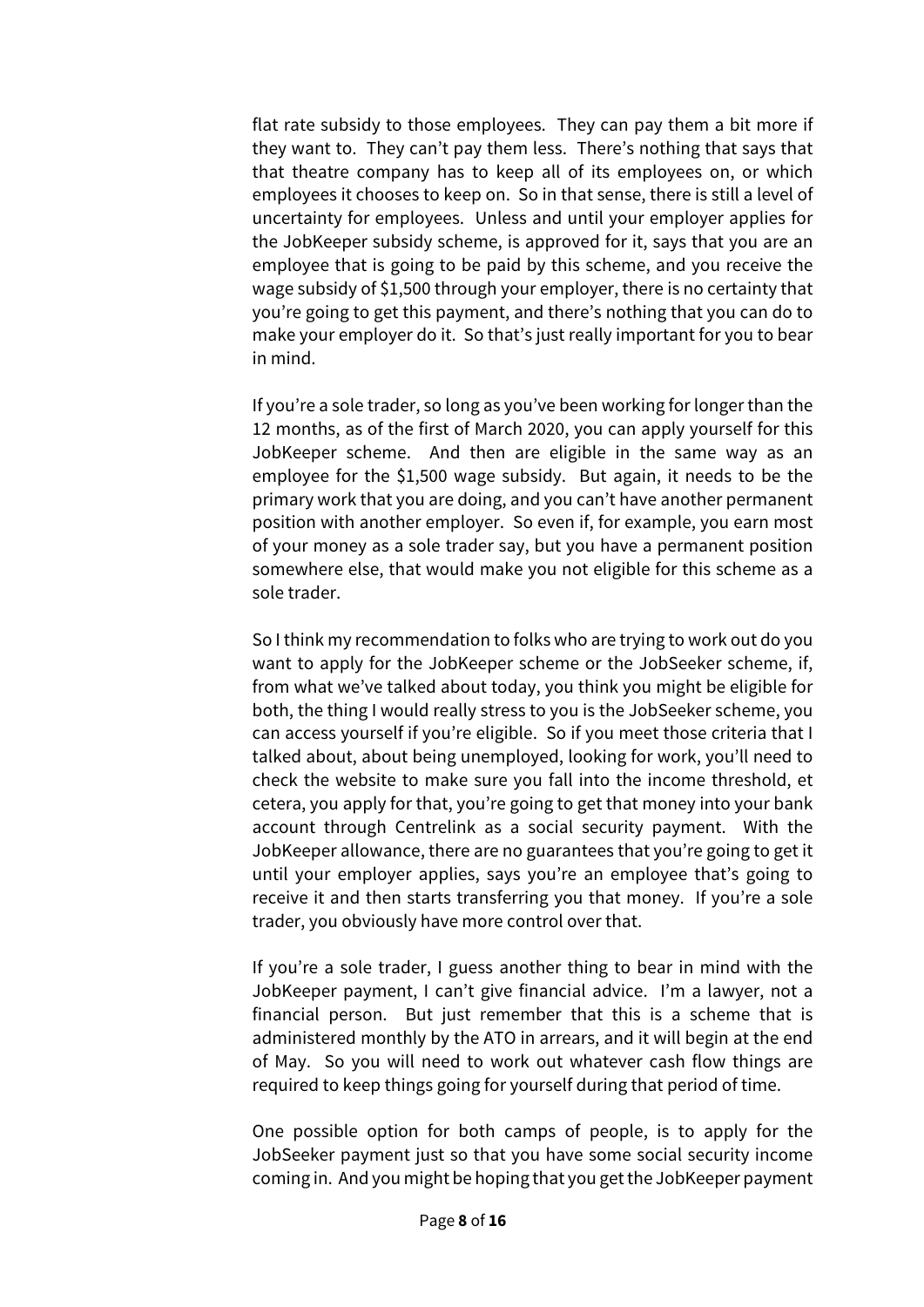flat rate subsidy to those employees. They can pay them a bit more if they want to. They can't pay them less. There's nothing that says that that theatre company has to keep all of its employees on, or which employees it chooses to keep on. So in that sense, there is still a level of uncertainty for employees. Unless and until your employer applies for the JobKeeper subsidy scheme, is approved for it, says that you are an employee that is going to be paid by this scheme, and you receive the wage subsidy of $1,500 through your employer, there is no certainty that you're going to get this payment, and there's nothing that you can do to make your employer do it. So that's just really important for you to bear in mind.

If you're a sole trader, so long as you've been working for longer than the 12 months, as of the first of March 2020, you can apply yourself for this JobKeeper scheme. And then are eligible in the same way as an employee for the $1,500 wage subsidy. But again, it needs to be the primary work that you are doing, and you can't have another permanent position with another employer. So even if, for example, you earn most of your money as a sole trader say, but you have a permanent position somewhere else, that would make you not eligible for this scheme as a sole trader.

So I think my recommendation to folks who are trying to work out do you want to apply for the JobKeeper scheme or the JobSeeker scheme, if, from what we've talked about today, you think you might be eligible for both, the thing I would really stress to you is the JobSeeker scheme, you can access yourself if you're eligible. So if you meet those criteria that I talked about, about being unemployed, looking for work, you'll need to check the website to make sure you fall into the income threshold, et cetera, you apply for that, you're going to get that money into your bank account through Centrelink as a social security payment. With the JobKeeper allowance, there are no guarantees that you're going to get it until your employer applies, says you're an employee that's going to receive it and then starts transferring you that money. If you're a sole trader, you obviously have more control over that.

If you're a sole trader, I guess another thing to bear in mind with the JobKeeper payment, I can't give financial advice. I'm a lawyer, not a financial person. But just remember that this is a scheme that is administered monthly by the ATO in arrears, and it will begin at the end of May. So you will need to work out whatever cash flow things are required to keep things going for yourself during that period of time.

One possible option for both camps of people, is to apply for the JobSeeker payment just so that you have some social security income coming in. And you might be hoping that you get the JobKeeper payment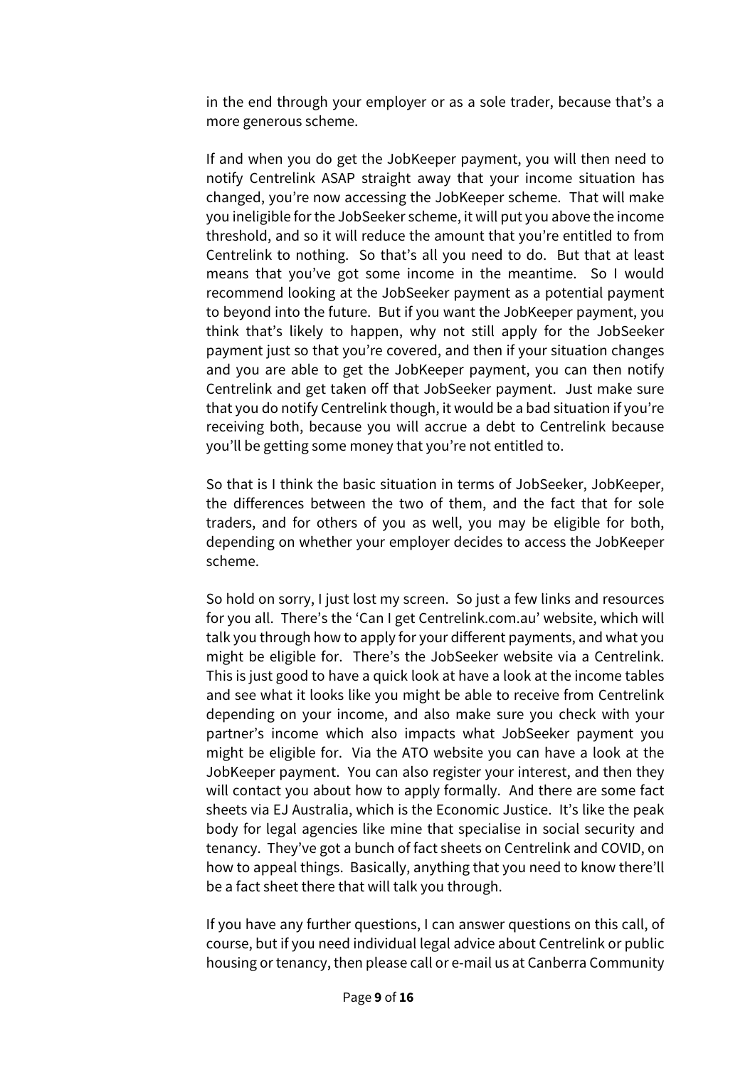in the end through your employer or as a sole trader, because that's a more generous scheme.

If and when you do get the JobKeeper payment, you will then need to notify Centrelink ASAP straight away that your income situation has changed, you're now accessing the JobKeeper scheme. That will make you ineligible for the JobSeeker scheme, it will put you above the income threshold, and so it will reduce the amount that you're entitled to from Centrelink to nothing. So that's all you need to do. But that at least means that you've got some income in the meantime. So I would recommend looking at the JobSeeker payment as a potential payment to beyond into the future. But if you want the JobKeeper payment, you think that's likely to happen, why not still apply for the JobSeeker payment just so that you're covered, and then if your situation changes and you are able to get the JobKeeper payment, you can then notify Centrelink and get taken off that JobSeeker payment. Just make sure that you do notify Centrelink though, it would be a bad situation if you're receiving both, because you will accrue a debt to Centrelink because you'll be getting some money that you're not entitled to.

So that is I think the basic situation in terms of JobSeeker, JobKeeper, the differences between the two of them, and the fact that for sole traders, and for others of you as well, you may be eligible for both, depending on whether your employer decides to access the JobKeeper scheme.

So hold on sorry, I just lost my screen. So just a few links and resources for you all. There's the 'Can I get Centrelink.com.au' website, which will talk you through how to apply for your different payments, and what you might be eligible for. There's the JobSeeker website via a Centrelink. This is just good to have a quick look at have a look at the income tables and see what it looks like you might be able to receive from Centrelink depending on your income, and also make sure you check with your partner's income which also impacts what JobSeeker payment you might be eligible for. Via the ATO website you can have a look at the JobKeeper payment. You can also register your interest, and then they will contact you about how to apply formally. And there are some fact sheets via EJ Australia, which is the Economic Justice. It's like the peak body for legal agencies like mine that specialise in social security and tenancy. They've got a bunch of fact sheets on Centrelink and COVID, on how to appeal things. Basically, anything that you need to know there'll be a fact sheet there that will talk you through.

If you have any further questions, I can answer questions on this call, of course, but if you need individual legal advice about Centrelink or public housing or tenancy, then please call or e-mail us at Canberra Community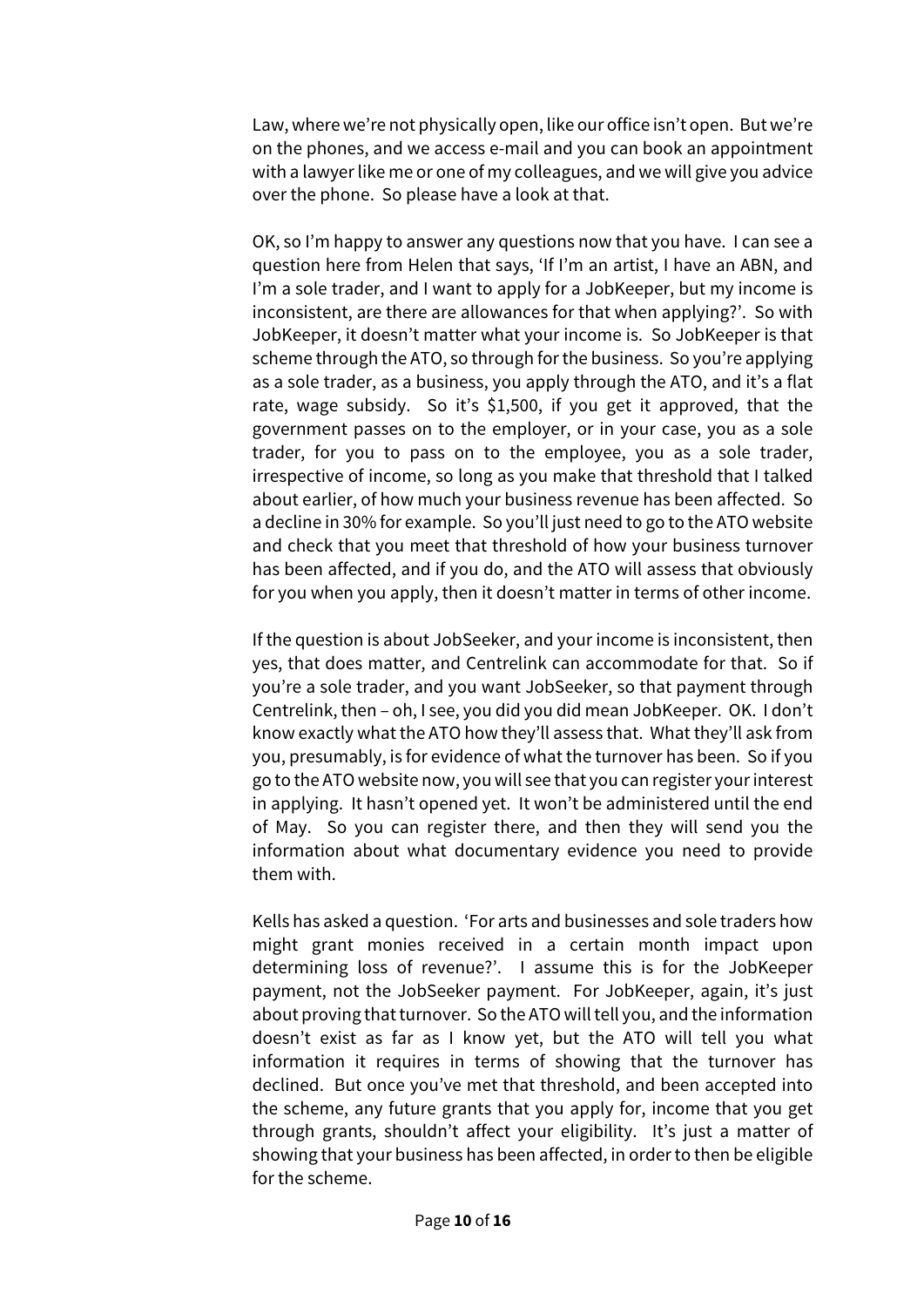Law, where we're not physically open, like our office isn't open. But we're on the phones, and we access e-mail and you can book an appointment with a lawyer like me or one of my colleagues, and we will give you advice over the phone. So please have a look at that.

OK, so I'm happy to answer any questions now that you have. I can see a question here from Helen that says, 'If I'm an artist, I have an ABN, and I'm a sole trader, and I want to apply for a JobKeeper, but my income is inconsistent, are there are allowances for that when applying?'. So with JobKeeper, it doesn't matter what your income is. So JobKeeper is that scheme through the ATO, so through for the business. So you're applying as a sole trader, as a business, you apply through the ATO, and it's a flat rate, wage subsidy. So it's $1,500, if you get it approved, that the government passes on to the employer, or in your case, you as a sole trader, for you to pass on to the employee, you as a sole trader, irrespective of income, so long as you make that threshold that I talked about earlier, of how much your business revenue has been affected. So a decline in 30% for example. So you'll just need to go to the ATO website and check that you meet that threshold of how your business turnover has been affected, and if you do, and the ATO will assess that obviously for you when you apply, then it doesn't matter in terms of other income.

If the question is about JobSeeker, and your income is inconsistent, then yes, that does matter, and Centrelink can accommodate for that. So if you're a sole trader, and you want JobSeeker, so that payment through Centrelink, then – oh, I see, you did you did mean JobKeeper. OK. I don't know exactly what the ATO how they'll assess that. What they'll ask from you, presumably, is for evidence of what the turnover has been. So if you go to the ATO website now, you will see that you can register your interest in applying. It hasn't opened yet. It won't be administered until the end of May. So you can register there, and then they will send you the information about what documentary evidence you need to provide them with.

Kells has asked a question. 'For arts and businesses and sole traders how might grant monies received in a certain month impact upon determining loss of revenue?'. I assume this is for the JobKeeper payment, not the JobSeeker payment. For JobKeeper, again, it's just about proving that turnover. So the ATO will tell you, and the information doesn't exist as far as I know yet, but the ATO will tell you what information it requires in terms of showing that the turnover has declined. But once you've met that threshold, and been accepted into the scheme, any future grants that you apply for, income that you get through grants, shouldn't affect your eligibility. It's just a matter of showing that your business has been affected, in order to then be eligible for the scheme.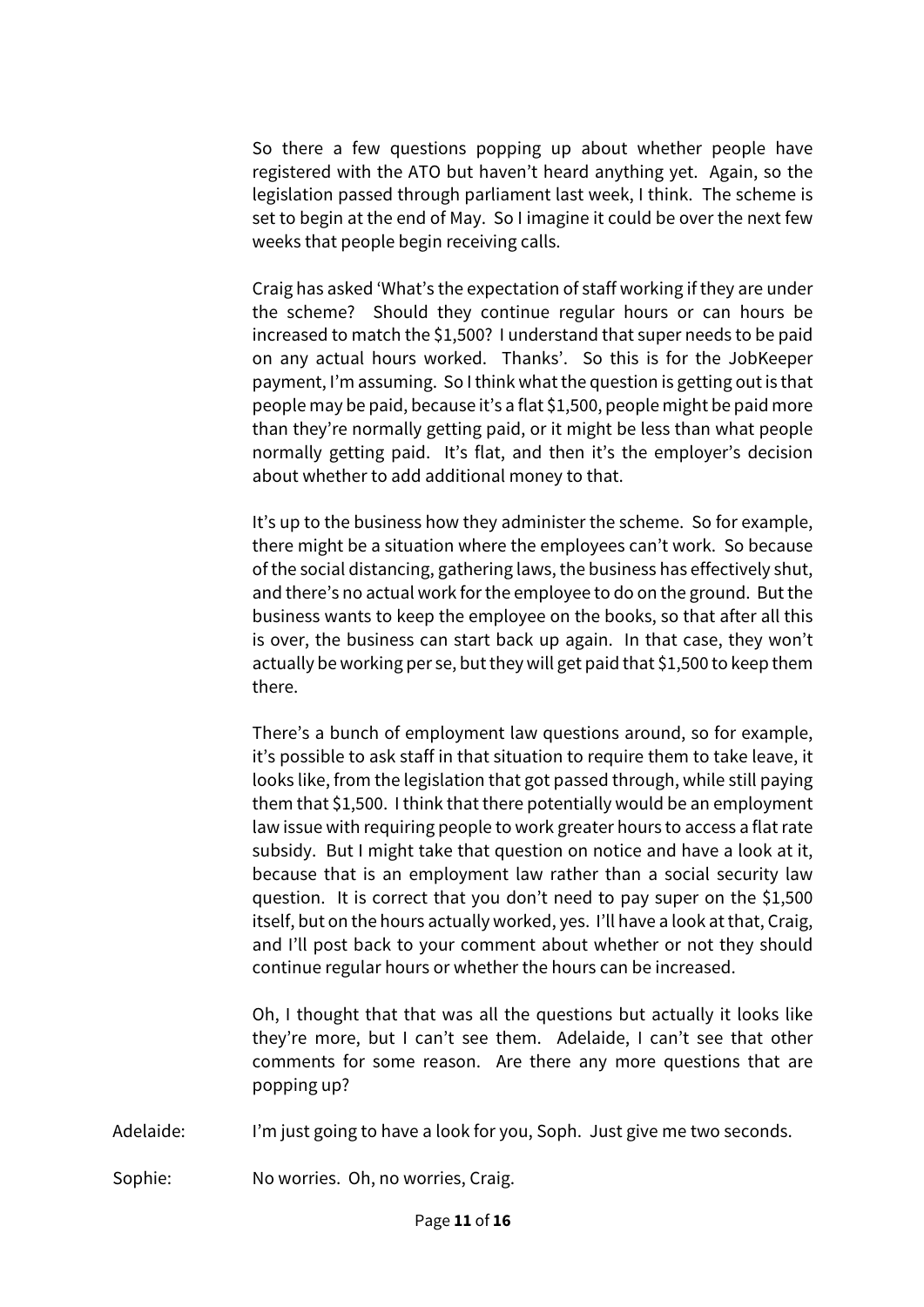So there a few questions popping up about whether people have registered with the ATO but haven't heard anything yet. Again, so the legislation passed through parliament last week, I think. The scheme is set to begin at the end of May. So I imagine it could be over the next few weeks that people begin receiving calls.

Craig has asked 'What's the expectation of staff working if they are under the scheme? Should they continue regular hours or can hours be increased to match the $1,500? I understand that super needs to be paid on any actual hours worked. Thanks'. So this is for the JobKeeper payment, I'm assuming. So I think what the question is getting out is that people may be paid, because it's a flat $1,500, people might be paid more than they're normally getting paid, or it might be less than what people normally getting paid. It's flat, and then it's the employer's decision about whether to add additional money to that.

It's up to the business how they administer the scheme. So for example, there might be a situation where the employees can't work. So because of the social distancing, gathering laws, the business has effectively shut, and there's no actual work for the employee to do on the ground. But the business wants to keep the employee on the books, so that after all this is over, the business can start back up again. In that case, they won't actually be working per se, but they will get paid that $1,500 to keep them there.

There's a bunch of employment law questions around, so for example, it's possible to ask staff in that situation to require them to take leave, it looks like, from the legislation that got passed through, while still paying them that $1,500. I think that there potentially would be an employment law issue with requiring people to work greater hours to access a flat rate subsidy. But I might take that question on notice and have a look at it, because that is an employment law rather than a social security law question. It is correct that you don't need to pay super on the $1,500 itself, but on the hours actually worked, yes. I'll have a look at that, Craig, and I'll post back to your comment about whether or not they should continue regular hours or whether the hours can be increased.

Oh, I thought that that was all the questions but actually it looks like they're more, but I can't see them. Adelaide, I can't see that other comments for some reason. Are there any more questions that are popping up?

Adelaide: I'm just going to have a look for you, Soph. Just give me two seconds.

Sophie: No worries. Oh, no worries, Craig.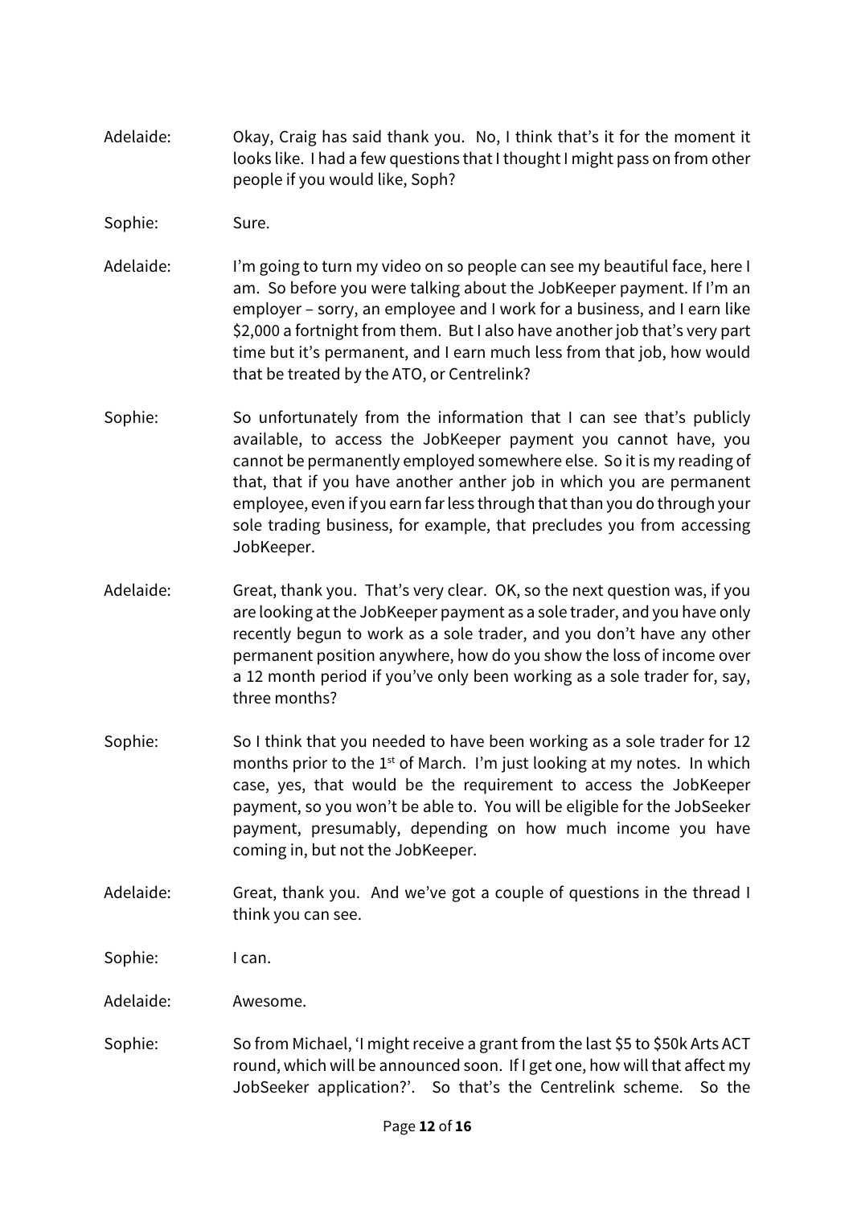Adelaide: Okay, Craig has said thank you. No, I think that's it for the moment it looks like. I had a few questions that I thought I might pass on from other people if you would like, Soph?

Sophie: Sure.

Adelaide: I'm going to turn my video on so people can see my beautiful face, here I am. So before you were talking about the JobKeeper payment. If I'm an employer – sorry, an employee and I work for a business, and I earn like $2,000 a fortnight from them. But I also have another job that's very part time but it's permanent, and I earn much less from that job, how would that be treated by the ATO, or Centrelink?

Sophie: So unfortunately from the information that I can see that's publicly available, to access the JobKeeper payment you cannot have, you cannot be permanently employed somewhere else. So it is my reading of that, that if you have another anther job in which you are permanent employee, even if you earn far less through that than you do through your sole trading business, for example, that precludes you from accessing JobKeeper.

Adelaide: Great, thank you. That's very clear. OK, so the next question was, if you are looking at the JobKeeper payment as a sole trader, and you have only recently begun to work as a sole trader, and you don't have any other permanent position anywhere, how do you show the loss of income over a 12 month period if you've only been working as a sole trader for, say, three months?

Sophie: So I think that you needed to have been working as a sole trader for 12 months prior to the 1st of March. I'm just looking at my notes. In which case, yes, that would be the requirement to access the JobKeeper payment, so you won't be able to. You will be eligible for the JobSeeker payment, presumably, depending on how much income you have coming in, but not the JobKeeper.

Adelaide: Great, thank you. And we've got a couple of questions in the thread I think you can see.

Sophie: I can.

Adelaide: Awesome.

Sophie: So from Michael, 'I might receive a grant from the last $5 to $50k Arts ACT round, which will be announced soon. If I get one, how will that affect my JobSeeker application?'. So that's the Centrelink scheme. So the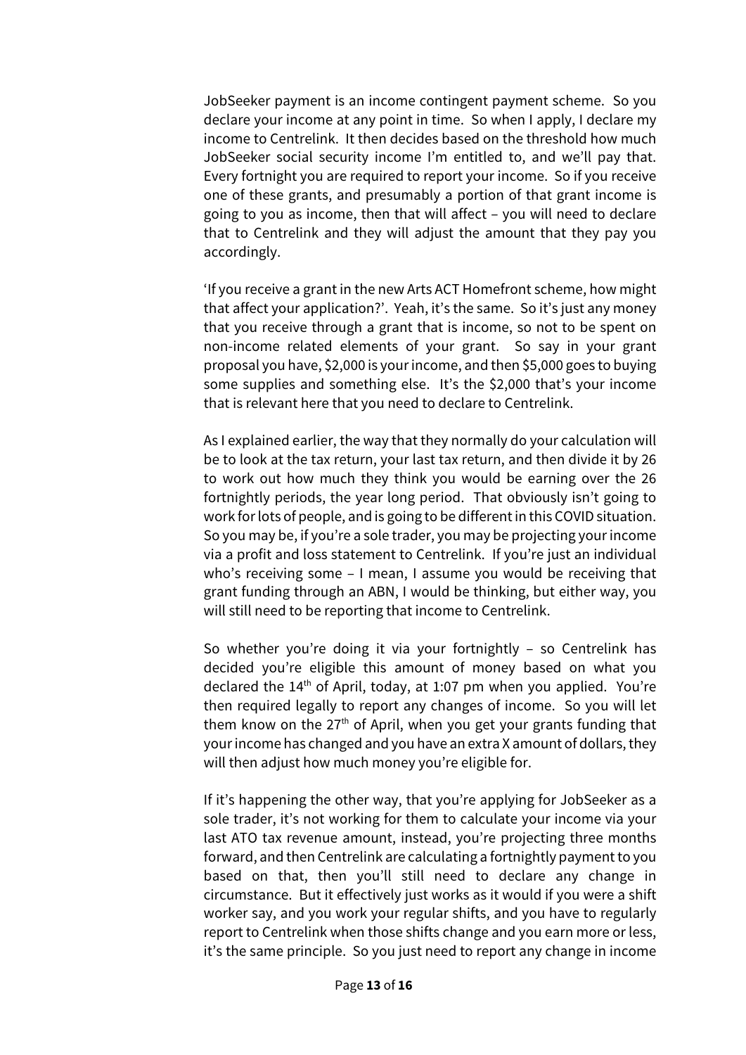JobSeeker payment is an income contingent payment scheme. So you declare your income at any point in time. So when I apply, I declare my income to Centrelink. It then decides based on the threshold how much JobSeeker social security income I'm entitled to, and we'll pay that. Every fortnight you are required to report your income. So if you receive one of these grants, and presumably a portion of that grant income is going to you as income, then that will affect – you will need to declare that to Centrelink and they will adjust the amount that they pay you accordingly.

'If you receive a grant in the new Arts ACT Homefront scheme, how might that affect your application?'. Yeah, it's the same. So it's just any money that you receive through a grant that is income, so not to be spent on non-income related elements of your grant. So say in your grant proposal you have, $2,000 is your income, and then $5,000 goes to buying some supplies and something else. It's the $2,000 that's your income that is relevant here that you need to declare to Centrelink.

As I explained earlier, the way that they normally do your calculation will be to look at the tax return, your last tax return, and then divide it by 26 to work out how much they think you would be earning over the 26 fortnightly periods, the year long period. That obviously isn't going to work for lots of people, and is going to be different in this COVID situation. So you may be, if you're a sole trader, you may be projecting your income via a profit and loss statement to Centrelink. If you're just an individual who's receiving some – I mean, I assume you would be receiving that grant funding through an ABN, I would be thinking, but either way, you will still need to be reporting that income to Centrelink.

So whether you're doing it via your fortnightly – so Centrelink has decided you're eligible this amount of money based on what you declared the 14th of April, today, at 1:07 pm when you applied. You're then required legally to report any changes of income. So you will let them know on the 27th of April, when you get your grants funding that your income has changed and you have an extra X amount of dollars, they will then adjust how much money you're eligible for.

If it's happening the other way, that you're applying for JobSeeker as a sole trader, it's not working for them to calculate your income via your last ATO tax revenue amount, instead, you're projecting three months forward, and then Centrelink are calculating a fortnightly payment to you based on that, then you'll still need to declare any change in circumstance. But it effectively just works as it would if you were a shift worker say, and you work your regular shifts, and you have to regularly report to Centrelink when those shifts change and you earn more or less, it's the same principle. So you just need to report any change in income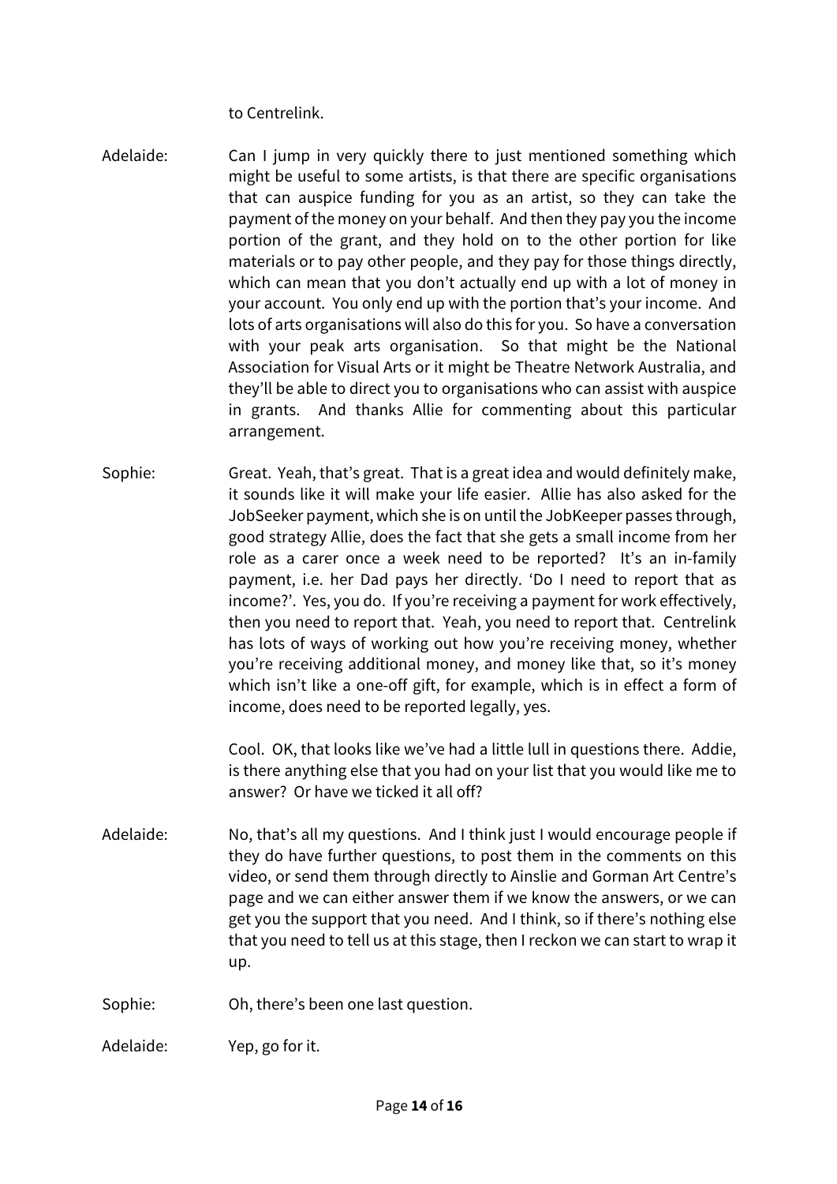to Centrelink.

Adelaide: Can I jump in very quickly there to just mentioned something which might be useful to some artists, is that there are specific organisations that can auspice funding for you as an artist, so they can take the payment of the money on your behalf. And then they pay you the income portion of the grant, and they hold on to the other portion for like materials or to pay other people, and they pay for those things directly, which can mean that you don't actually end up with a lot of money in your account. You only end up with the portion that's your income. And lots of arts organisations will also do this for you. So have a conversation with your peak arts organisation. So that might be the National Association for Visual Arts or it might be Theatre Network Australia, and they'll be able to direct you to organisations who can assist with auspice in grants. And thanks Allie for commenting about this particular arrangement.

Sophie: Great. Yeah, that's great. That is a great idea and would definitely make, it sounds like it will make your life easier. Allie has also asked for the JobSeeker payment, which she is on until the JobKeeper passes through, good strategy Allie, does the fact that she gets a small income from her role as a carer once a week need to be reported? It's an in-family payment, i.e. her Dad pays her directly. 'Do I need to report that as income?'. Yes, you do. If you're receiving a payment for work effectively, then you need to report that. Yeah, you need to report that. Centrelink has lots of ways of working out how you're receiving money, whether you're receiving additional money, and money like that, so it's money which isn't like a one-off gift, for example, which is in effect a form of income, does need to be reported legally, yes.

Cool. OK, that looks like we've had a little lull in questions there. Addie, is there anything else that you had on your list that you would like me to answer? Or have we ticked it all off?

Adelaide: No, that's all my questions. And I think just I would encourage people if they do have further questions, to post them in the comments on this video, or send them through directly to Ainslie and Gorman Art Centre's page and we can either answer them if we know the answers, or we can get you the support that you need. And I think, so if there's nothing else that you need to tell us at this stage, then I reckon we can start to wrap it up.

Sophie: Oh, there's been one last question.

Adelaide: Yep, go for it.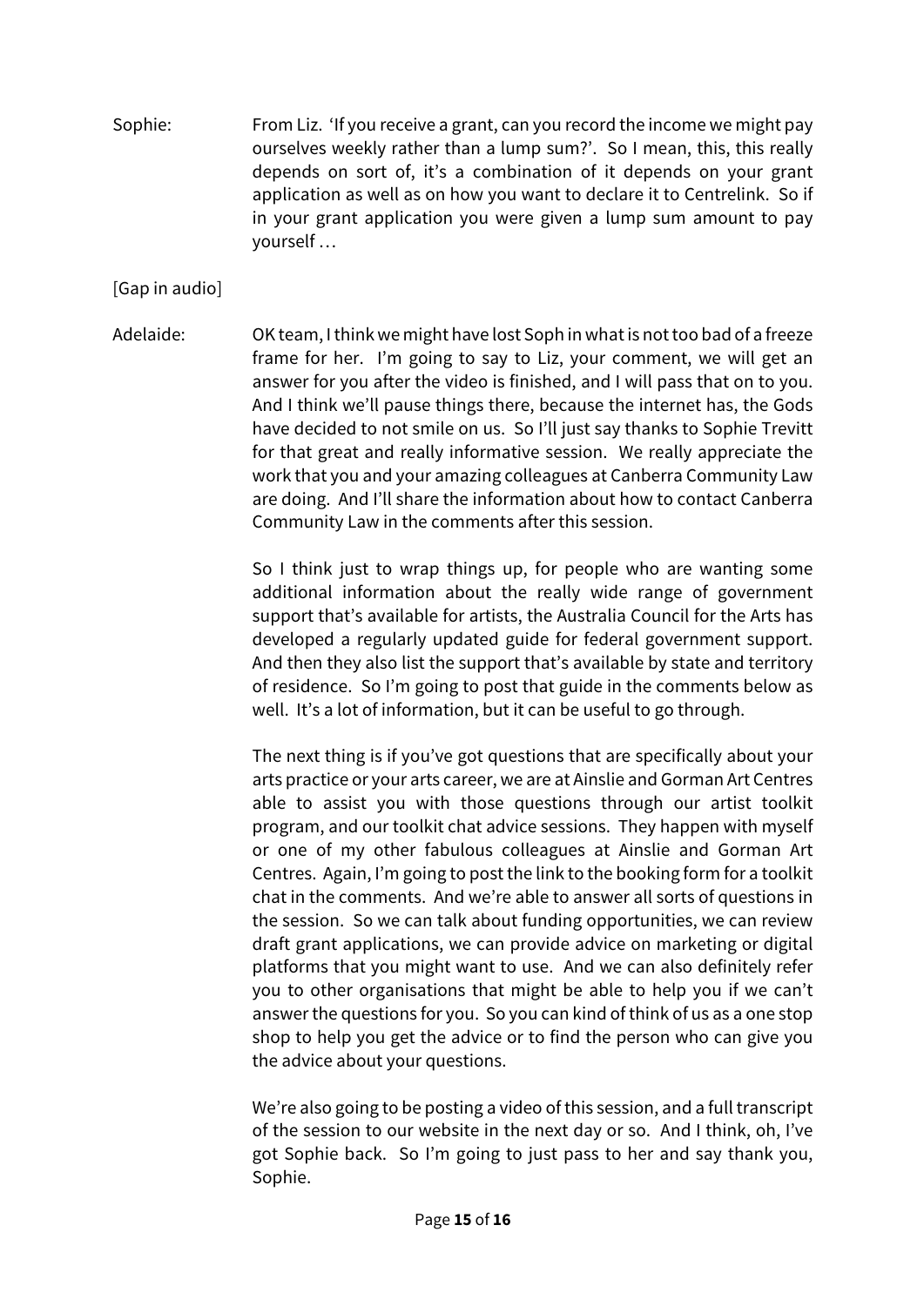Sophie: From Liz. 'If you receive a grant, can you record the income we might pay ourselves weekly rather than a lump sum?'. So I mean, this, this really depends on sort of, it's a combination of it depends on your grant application as well as on how you want to declare it to Centrelink. So if in your grant application you were given a lump sum amount to pay yourself …

[Gap in audio]

Adelaide: OK team, I think we might have lost Soph in what is not too bad of a freeze frame for her. I'm going to say to Liz, your comment, we will get an answer for you after the video is finished, and I will pass that on to you. And I think we'll pause things there, because the internet has, the Gods have decided to not smile on us. So I'll just say thanks to Sophie Trevitt for that great and really informative session. We really appreciate the work that you and your amazing colleagues at Canberra Community Law are doing. And I'll share the information about how to contact Canberra Community Law in the comments after this session.

So I think just to wrap things up, for people who are wanting some additional information about the really wide range of government support that's available for artists, the Australia Council for the Arts has developed a regularly updated guide for federal government support. And then they also list the support that's available by state and territory of residence. So I'm going to post that guide in the comments below as well. It's a lot of information, but it can be useful to go through.

The next thing is if you've got questions that are specifically about your arts practice or your arts career, we are at Ainslie and Gorman Art Centres able to assist you with those questions through our artist toolkit program, and our toolkit chat advice sessions. They happen with myself or one of my other fabulous colleagues at Ainslie and Gorman Art Centres. Again, I'm going to post the link to the booking form for a toolkit chat in the comments. And we're able to answer all sorts of questions in the session. So we can talk about funding opportunities, we can review draft grant applications, we can provide advice on marketing or digital platforms that you might want to use. And we can also definitely refer you to other organisations that might be able to help you if we can't answer the questions for you. So you can kind of think of us as a one stop shop to help you get the advice or to find the person who can give you the advice about your questions.

We're also going to be posting a video of this session, and a full transcript of the session to our website in the next day or so. And I think, oh, I've got Sophie back. So I'm going to just pass to her and say thank you, Sophie.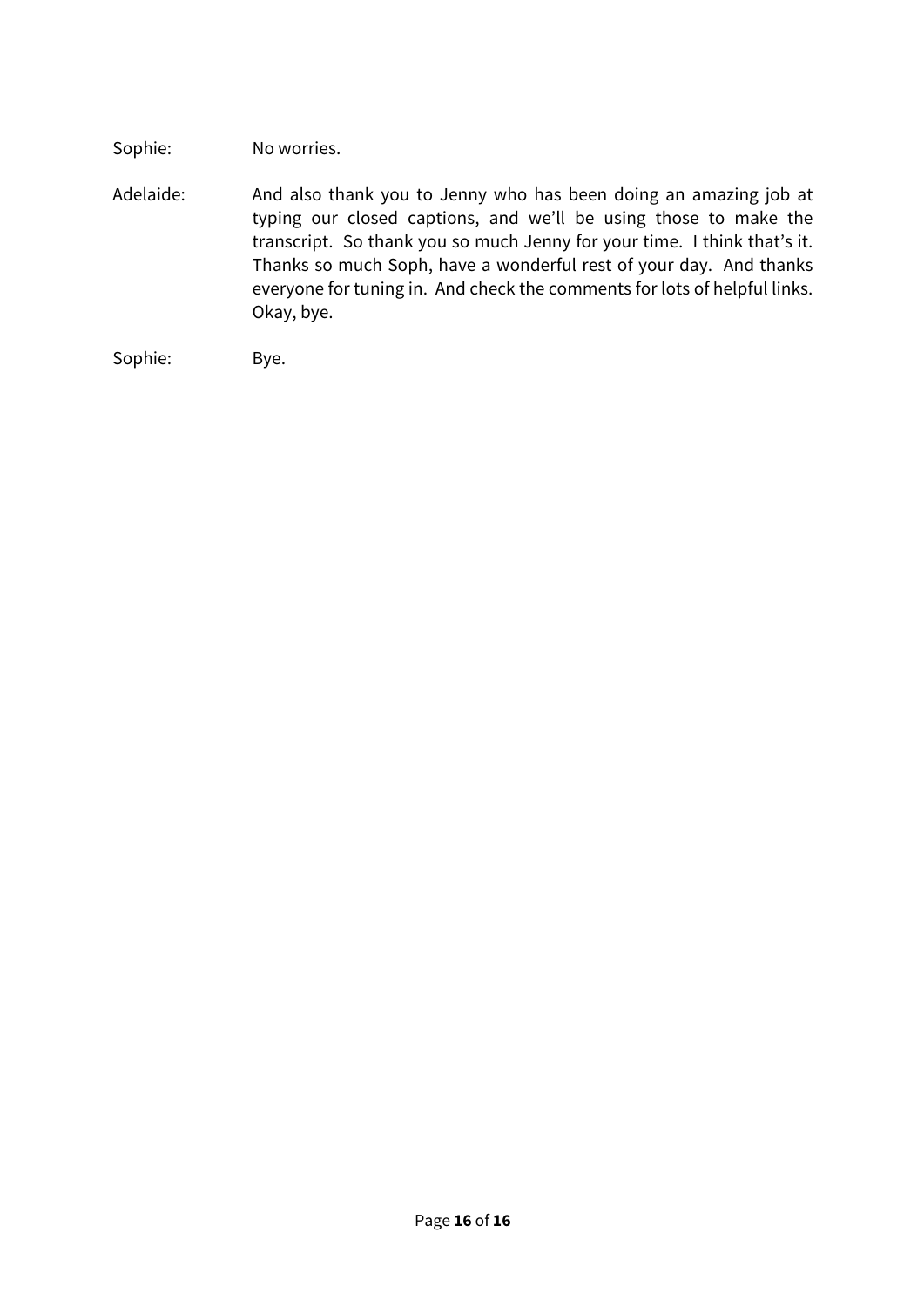Sophie: No worries.

Adelaide: And also thank you to Jenny who has been doing an amazing job at typing our closed captions, and we'll be using those to make the transcript. So thank you so much Jenny for your time. I think that's it. Thanks so much Soph, have a wonderful rest of your day. And thanks everyone for tuning in. And check the comments for lots of helpful links. Okay, bye.

Sophie: Bye.